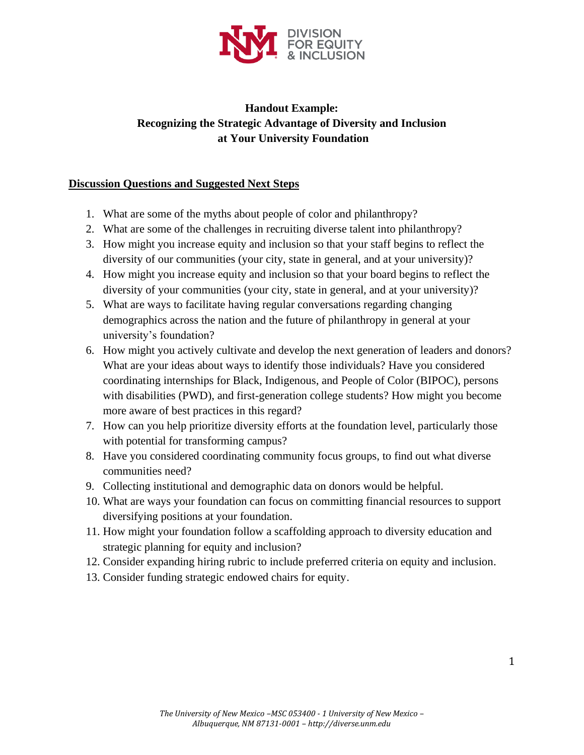DIVISION FOR EQUITY & INCLUSION

**Handout Example:**
**Recognizing the Strategic Advantage of Diversity and Inclusion at Your University Foundation**

**Discussion Questions and Suggested Next Steps**

1. What are some of the myths about people of color and philanthropy?
2. What are some of the challenges in recruiting diverse talent into philanthropy?
3. How might you increase equity and inclusion so that your staff begins to reflect the diversity of our communities (your city, state in general, and at your university)?
4. How might you increase equity and inclusion so that your board begins to reflect the diversity of your communities (your city, state in general, and at your university)?
5. What are ways to facilitate having regular conversations regarding changing demographics across the nation and the future of philanthropy in general at your university's foundation?
6. How might you actively cultivate and develop the next generation of leaders and donors? What are your ideas about ways to identify those individuals? Have you considered coordinating internships for Black, Indigenous, and People of Color (BIPOC), persons with disabilities (PWD), and first-generation college students? How might you become more aware of best practices in this regard?
7. How can you help prioritize diversity efforts at the foundation level, particularly those with potential for transforming campus?
8. Have you considered coordinating community focus groups, to find out what diverse communities need?
9. Collecting institutional and demographic data on donors would be helpful.
10. What are ways your foundation can focus on committing financial resources to support diversifying positions at your foundation.
11. How might your foundation follow a scaffolding approach to diversity education and strategic planning for equity and inclusion?
12. Consider expanding hiring rubric to include preferred criteria on equity and inclusion.
13. Consider funding strategic endowed chairs for equity.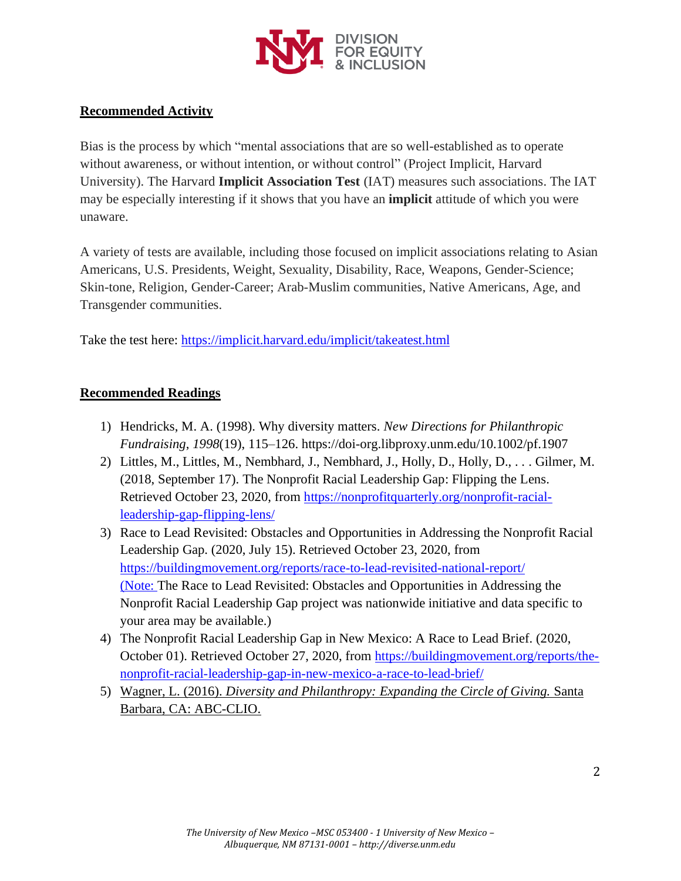## Recommended Activity

Bias is the process by which "mental associations that are so well-established as to operate without awareness, or without intention, or without control" (Project Implicit, Harvard University). The Harvard **Implicit Association Test** (IAT) measures such associations. The IAT may be especially interesting if it shows that you have an **implicit** attitude of which you were unaware.

A variety of tests are available, including those focused on implicit associations relating to Asian Americans, U.S. Presidents, Weight, Sexuality, Disability, Race, Weapons, Gender-Science; Skin-tone, Religion, Gender-Career; Arab-Muslim communities, Native Americans, Age, and Transgender communities.

Take the test here: https://implicit.harvard.edu/implicit/takeatest.html

## Recommended Readings

1) Hendricks, M. A. (1998). Why diversity matters. *New Directions for Philanthropic Fundraising*, *1998*(19), 115–126. https://doi-org.libproxy.unm.edu/10.1002/pf.1907
2) Littles, M., Littles, M., Nembhard, J., Nembhard, J., Holly, D., Holly, D., . . . Gilmer, M. (2018, September 17). The Nonprofit Racial Leadership Gap: Flipping the Lens. Retrieved October 23, 2020, from https://nonprofitquarterly.org/nonprofit-racial-leadership-gap-flipping-lens/
3) Race to Lead Revisited: Obstacles and Opportunities in Addressing the Nonprofit Racial Leadership Gap. (2020, July 15). Retrieved October 23, 2020, from https://buildingmovement.org/reports/race-to-lead-revisited-national-report/ (Note: The Race to Lead Revisited: Obstacles and Opportunities in Addressing the Nonprofit Racial Leadership Gap project was nationwide initiative and data specific to your area may be available.)
4) The Nonprofit Racial Leadership Gap in New Mexico: A Race to Lead Brief. (2020, October 01). Retrieved October 27, 2020, from https://buildingmovement.org/reports/the-nonprofit-racial-leadership-gap-in-new-mexico-a-race-to-lead-brief/
5) Wagner, L. (2016). *Diversity and Philanthropy: Expanding the Circle of Giving.* Santa Barbara, CA: ABC-CLIO.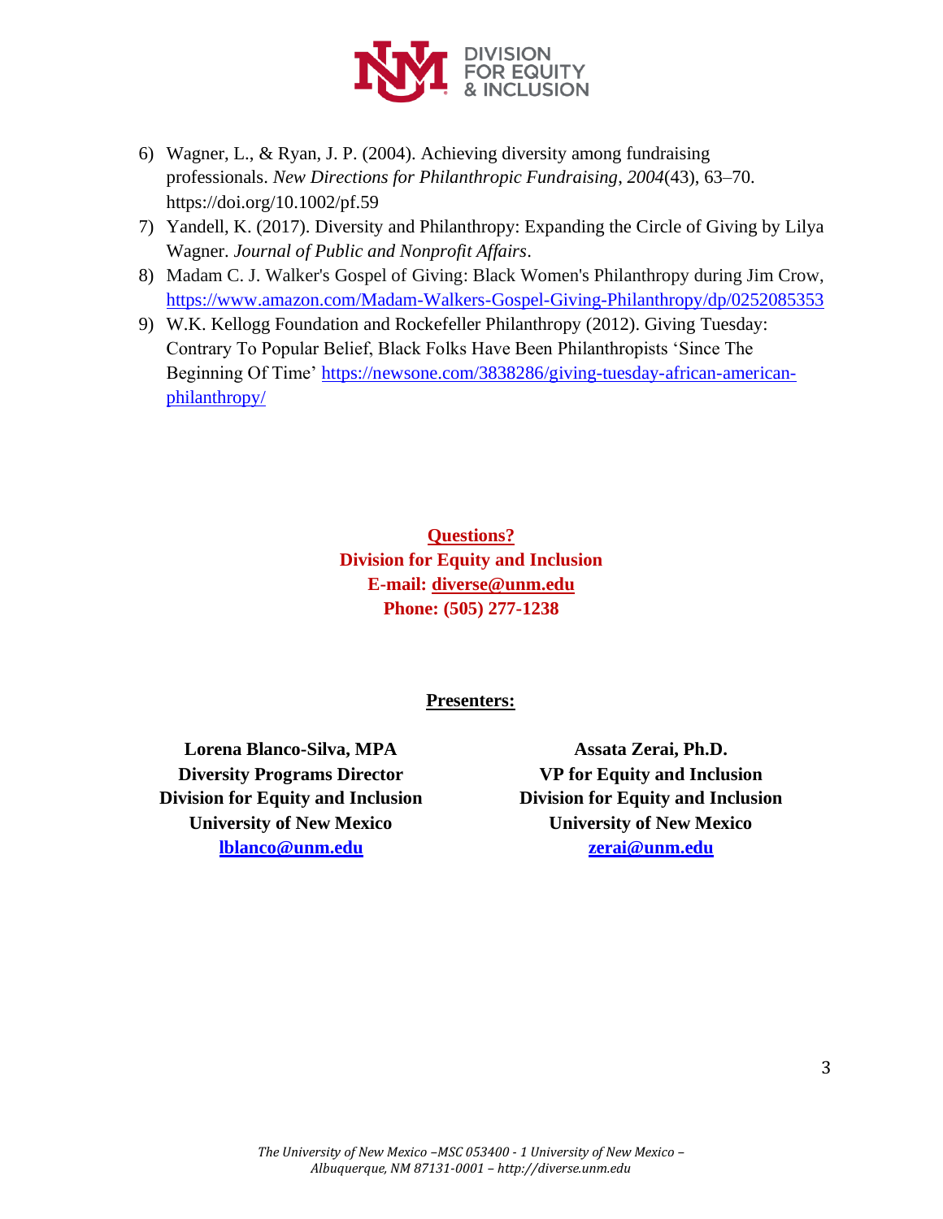6) Wagner, L., & Ryan, J. P. (2004). Achieving diversity among fundraising professionals. *New Directions for Philanthropic Fundraising*, *2004*(43), 63–70. https://doi.org/10.1002/pf.59
7) Yandell, K. (2017). Diversity and Philanthropy: Expanding the Circle of Giving by Lilya Wagner. *Journal of Public and Nonprofit Affairs*.
8) Madam C. J. Walker's Gospel of Giving: Black Women's Philanthropy during Jim Crow, https://www.amazon.com/Madam-Walkers-Gospel-Giving-Philanthropy/dp/0252085353
9) W.K. Kellogg Foundation and Rockefeller Philanthropy (2012). Giving Tuesday: Contrary To Popular Belief, Black Folks Have Been Philanthropists 'Since The Beginning Of Time' https://newsone.com/3838286/giving-tuesday-african-american-philanthropy/

**Questions?**
**Division for Equity and Inclusion**
**E-mail: diverse@unm.edu**
**Phone: (505) 277-1238**

**Presenters:**

**Lorena Blanco-Silva, MPA**
**Diversity Programs Director**
**Division for Equity and Inclusion**
**University of New Mexico**
**lblanco@unm.edu**

**Assata Zerai, Ph.D.**
**VP for Equity and Inclusion**
**Division for Equity and Inclusion**
**University of New Mexico**
**zerai@unm.edu**